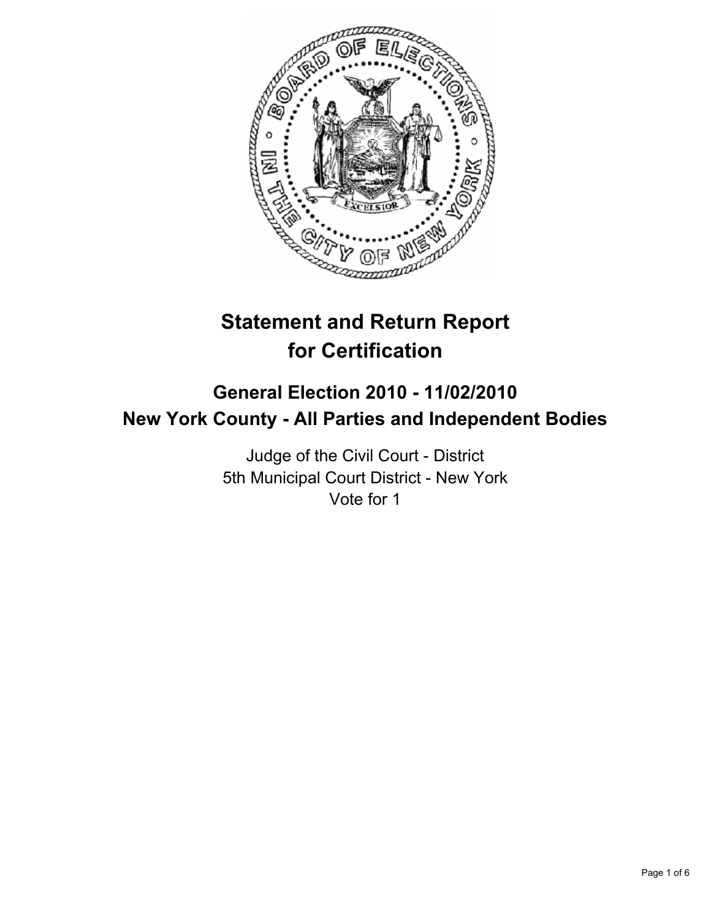# Statement and Return Report for Certification

## General Election 2010 - 11/02/2010
## New York County - All Parties and Independent Bodies

Judge of the Civil Court - District
5th Municipal Court District - New York
Vote for 1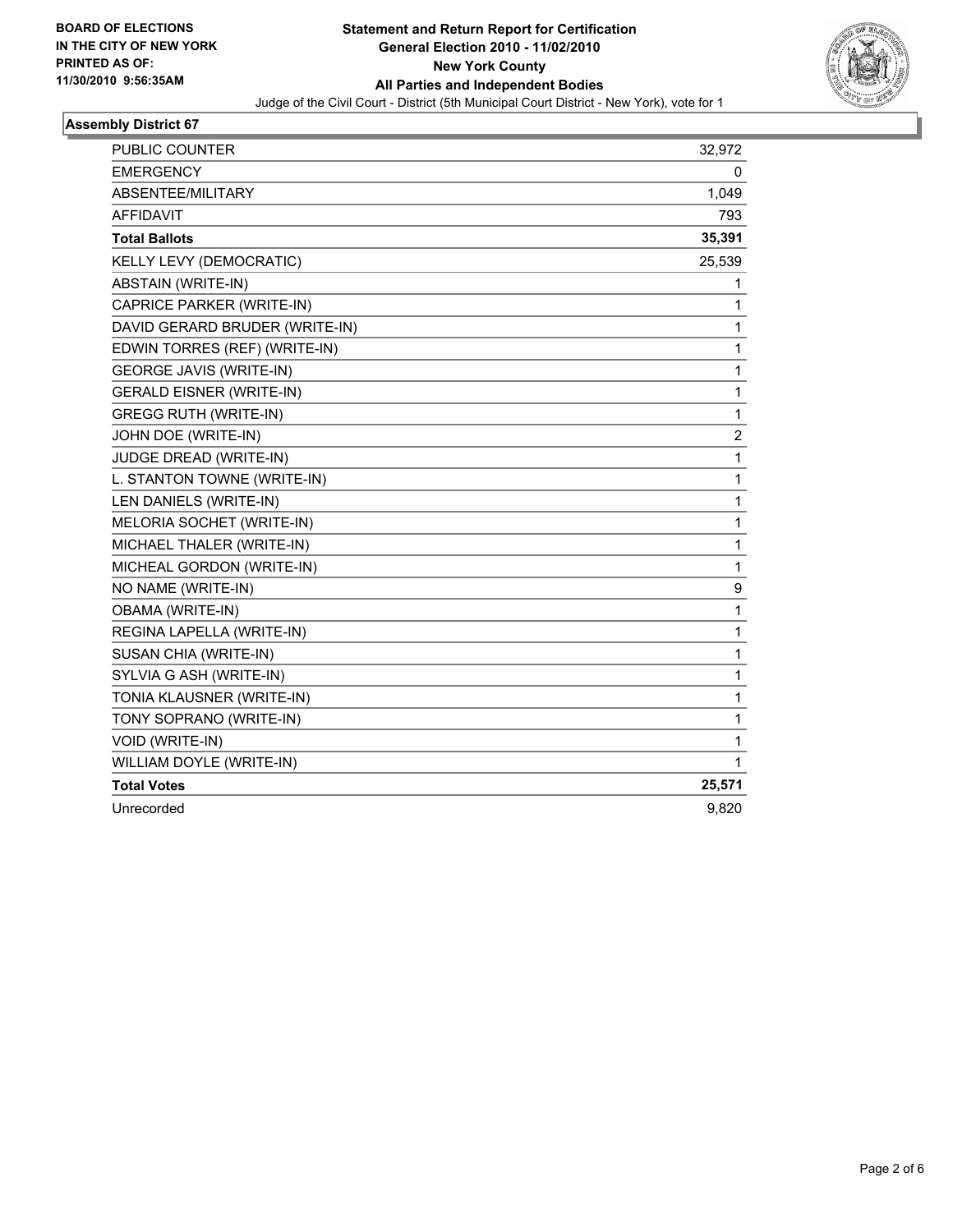BOARD OF ELECTIONS
IN THE CITY OF NEW YORK
PRINTED AS OF:
11/30/2010 9:56:35AM

**Statement and Return Report for Certification**
**General Election 2010 - 11/02/2010**
**New York County**
**All Parties and Independent Bodies**
Judge of the Civil Court - District (5th Municipal Court District - New York), vote for 1

## Assembly District 67

| | |
|---|---|
| PUBLIC COUNTER | 32,972 |
| EMERGENCY | 0 |
| ABSENTEE/MILITARY | 1,049 |
| AFFIDAVIT | 793 |
| **Total Ballots** | **35,391** |
| KELLY LEVY (DEMOCRATIC) | 25,539 |
| ABSTAIN (WRITE-IN) | 1 |
| CAPRICE PARKER (WRITE-IN) | 1 |
| DAVID GERARD BRUDER (WRITE-IN) | 1 |
| EDWIN TORRES (REF) (WRITE-IN) | 1 |
| GEORGE JAVIS (WRITE-IN) | 1 |
| GERALD EISNER (WRITE-IN) | 1 |
| GREGG RUTH (WRITE-IN) | 1 |
| JOHN DOE (WRITE-IN) | 2 |
| JUDGE DREAD (WRITE-IN) | 1 |
| L. STANTON TOWNE (WRITE-IN) | 1 |
| LEN DANIELS (WRITE-IN) | 1 |
| MELORIA SOCHET (WRITE-IN) | 1 |
| MICHAEL THALER (WRITE-IN) | 1 |
| MICHEAL GORDON (WRITE-IN) | 1 |
| NO NAME (WRITE-IN) | 9 |
| OBAMA (WRITE-IN) | 1 |
| REGINA LAPELLA (WRITE-IN) | 1 |
| SUSAN CHIA (WRITE-IN) | 1 |
| SYLVIA G ASH (WRITE-IN) | 1 |
| TONIA KLAUSNER (WRITE-IN) | 1 |
| TONY SOPRANO (WRITE-IN) | 1 |
| VOID (WRITE-IN) | 1 |
| WILLIAM DOYLE (WRITE-IN) | 1 |
| **Total Votes** | **25,571** |
| Unrecorded | 9,820 |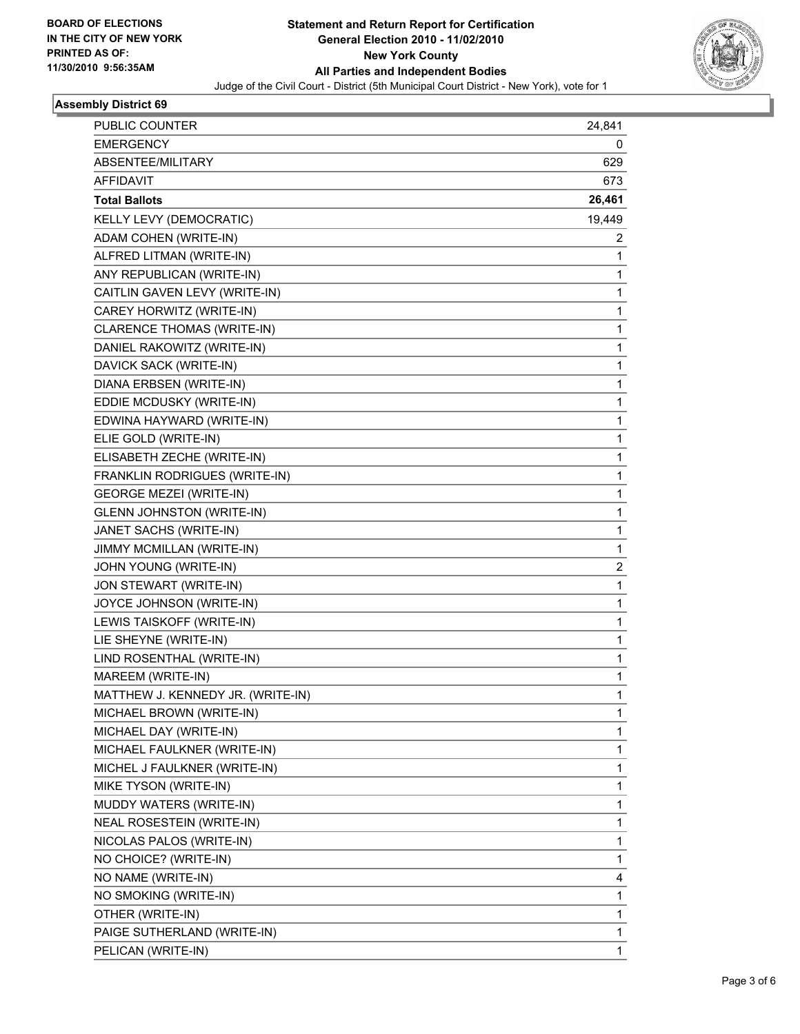**BOARD OF ELECTIONS IN THE CITY OF NEW YORK PRINTED AS OF: 11/30/2010 9:56:35AM**

# Statement and Return Report for Certification
## General Election 2010 - 11/02/2010
## New York County
## All Parties and Independent Bodies

Judge of the Civil Court - District (5th Municipal Court District - New York), vote for 1

### Assembly District 69

| | |
|---|---|
| PUBLIC COUNTER | 24,841 |
| EMERGENCY | 0 |
| ABSENTEE/MILITARY | 629 |
| AFFIDAVIT | 673 |
| **Total Ballots** | **26,461** |
| KELLY LEVY (DEMOCRATIC) | 19,449 |
| ADAM COHEN (WRITE-IN) | 2 |
| ALFRED LITMAN (WRITE-IN) | 1 |
| ANY REPUBLICAN (WRITE-IN) | 1 |
| CAITLIN GAVEN LEVY (WRITE-IN) | 1 |
| CAREY HORWITZ (WRITE-IN) | 1 |
| CLARENCE THOMAS (WRITE-IN) | 1 |
| DANIEL RAKOWITZ (WRITE-IN) | 1 |
| DAVICK SACK (WRITE-IN) | 1 |
| DIANA ERBSEN (WRITE-IN) | 1 |
| EDDIE MCDUSKY (WRITE-IN) | 1 |
| EDWINA HAYWARD (WRITE-IN) | 1 |
| ELIE GOLD (WRITE-IN) | 1 |
| ELISABETH ZECHE (WRITE-IN) | 1 |
| FRANKLIN RODRIGUES (WRITE-IN) | 1 |
| GEORGE MEZEI (WRITE-IN) | 1 |
| GLENN JOHNSTON (WRITE-IN) | 1 |
| JANET SACHS (WRITE-IN) | 1 |
| JIMMY MCMILLAN (WRITE-IN) | 1 |
| JOHN YOUNG (WRITE-IN) | 2 |
| JON STEWART (WRITE-IN) | 1 |
| JOYCE JOHNSON (WRITE-IN) | 1 |
| LEWIS TAISKOFF (WRITE-IN) | 1 |
| LIE SHEYNE (WRITE-IN) | 1 |
| LIND ROSENTHAL (WRITE-IN) | 1 |
| MAREEM (WRITE-IN) | 1 |
| MATTHEW J. KENNEDY JR. (WRITE-IN) | 1 |
| MICHAEL BROWN (WRITE-IN) | 1 |
| MICHAEL DAY (WRITE-IN) | 1 |
| MICHAEL FAULKNER (WRITE-IN) | 1 |
| MICHEL J FAULKNER (WRITE-IN) | 1 |
| MIKE TYSON (WRITE-IN) | 1 |
| MUDDY WATERS (WRITE-IN) | 1 |
| NEAL ROSESTEIN (WRITE-IN) | 1 |
| NICOLAS PALOS (WRITE-IN) | 1 |
| NO CHOICE? (WRITE-IN) | 1 |
| NO NAME (WRITE-IN) | 4 |
| NO SMOKING (WRITE-IN) | 1 |
| OTHER (WRITE-IN) | 1 |
| PAIGE SUTHERLAND (WRITE-IN) | 1 |
| PELICAN (WRITE-IN) | 1 |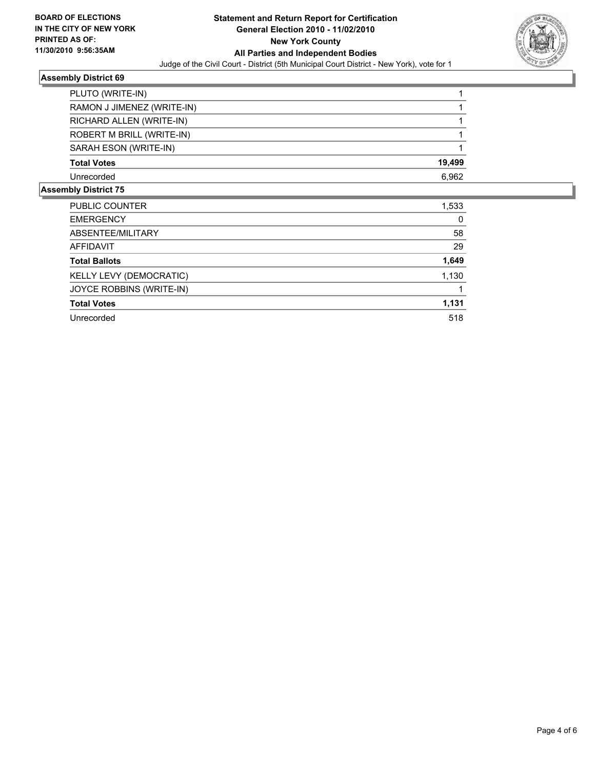**BOARD OF ELECTIONS IN THE CITY OF NEW YORK PRINTED AS OF: 11/30/2010 9:56:35AM**

# Statement and Return Report for Certification
## General Election 2010 - 11/02/2010
## New York County
## All Parties and Independent Bodies

Judge of the Civil Court - District (5th Municipal Court District - New York), vote for 1

### Assembly District 69

| | |
|---|---|
| PLUTO (WRITE-IN) | 1 |
| RAMON J JIMENEZ (WRITE-IN) | 1 |
| RICHARD ALLEN (WRITE-IN) | 1 |
| ROBERT M BRILL (WRITE-IN) | 1 |
| SARAH ESON (WRITE-IN) | 1 |
| **Total Votes** | **19,499** |
| Unrecorded | 6,962 |

### Assembly District 75

| | |
|---|---|
| PUBLIC COUNTER | 1,533 |
| EMERGENCY | 0 |
| ABSENTEE/MILITARY | 58 |
| AFFIDAVIT | 29 |
| **Total Ballots** | **1,649** |
| KELLY LEVY (DEMOCRATIC) | 1,130 |
| JOYCE ROBBINS (WRITE-IN) | 1 |
| **Total Votes** | **1,131** |
| Unrecorded | 518 |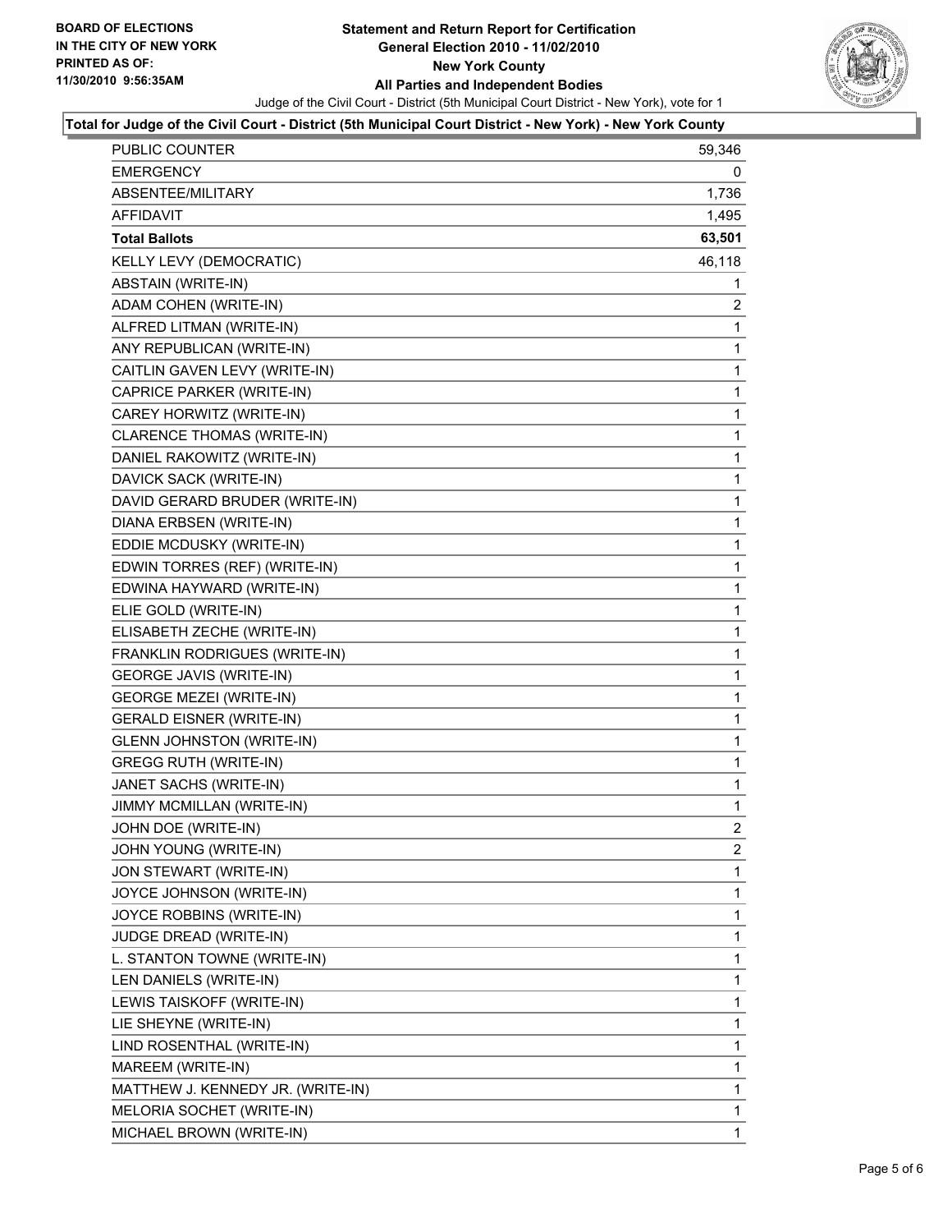**BOARD OF ELECTIONS IN THE CITY OF NEW YORK PRINTED AS OF: 11/30/2010 9:56:35AM**

# Statement and Return Report for Certification
## General Election 2010 - 11/02/2010
## New York County
## All Parties and Independent Bodies

Judge of the Civil Court - District (5th Municipal Court District - New York), vote for 1

### Total for Judge of the Civil Court - District (5th Municipal Court District - New York) - New York County

| | |
|---|---|
| PUBLIC COUNTER | 59,346 |
| EMERGENCY | 0 |
| ABSENTEE/MILITARY | 1,736 |
| AFFIDAVIT | 1,495 |
| **Total Ballots** | **63,501** |
| KELLY LEVY (DEMOCRATIC) | 46,118 |
| ABSTAIN (WRITE-IN) | 1 |
| ADAM COHEN (WRITE-IN) | 2 |
| ALFRED LITMAN (WRITE-IN) | 1 |
| ANY REPUBLICAN (WRITE-IN) | 1 |
| CAITLIN GAVEN LEVY (WRITE-IN) | 1 |
| CAPRICE PARKER (WRITE-IN) | 1 |
| CAREY HORWITZ (WRITE-IN) | 1 |
| CLARENCE THOMAS (WRITE-IN) | 1 |
| DANIEL RAKOWITZ (WRITE-IN) | 1 |
| DAVICK SACK (WRITE-IN) | 1 |
| DAVID GERARD BRUDER (WRITE-IN) | 1 |
| DIANA ERBSEN (WRITE-IN) | 1 |
| EDDIE MCDUSKY (WRITE-IN) | 1 |
| EDWIN TORRES (REF) (WRITE-IN) | 1 |
| EDWINA HAYWARD (WRITE-IN) | 1 |
| ELIE GOLD (WRITE-IN) | 1 |
| ELISABETH ZECHE (WRITE-IN) | 1 |
| FRANKLIN RODRIGUES (WRITE-IN) | 1 |
| GEORGE JAVIS (WRITE-IN) | 1 |
| GEORGE MEZEI (WRITE-IN) | 1 |
| GERALD EISNER (WRITE-IN) | 1 |
| GLENN JOHNSTON (WRITE-IN) | 1 |
| GREGG RUTH (WRITE-IN) | 1 |
| JANET SACHS (WRITE-IN) | 1 |
| JIMMY MCMILLAN (WRITE-IN) | 1 |
| JOHN DOE (WRITE-IN) | 2 |
| JOHN YOUNG (WRITE-IN) | 2 |
| JON STEWART (WRITE-IN) | 1 |
| JOYCE JOHNSON (WRITE-IN) | 1 |
| JOYCE ROBBINS (WRITE-IN) | 1 |
| JUDGE DREAD (WRITE-IN) | 1 |
| L. STANTON TOWNE (WRITE-IN) | 1 |
| LEN DANIELS (WRITE-IN) | 1 |
| LEWIS TAISKOFF (WRITE-IN) | 1 |
| LIE SHEYNE (WRITE-IN) | 1 |
| LIND ROSENTHAL (WRITE-IN) | 1 |
| MAREEM (WRITE-IN) | 1 |
| MATTHEW J. KENNEDY JR. (WRITE-IN) | 1 |
| MELORIA SOCHET (WRITE-IN) | 1 |
| MICHAEL BROWN (WRITE-IN) | 1 |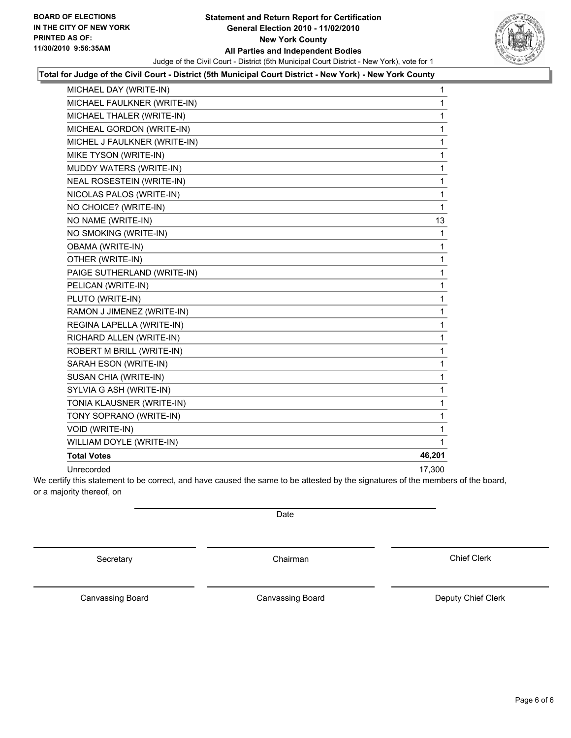**BOARD OF ELECTIONS IN THE CITY OF NEW YORK PRINTED AS OF: 11/30/2010 9:56:35AM**

# Statement and Return Report for Certification
## General Election 2010 - 11/02/2010
## New York County
## All Parties and Independent Bodies

Judge of the Civil Court - District (5th Municipal Court District - New York), vote for 1

**Total for Judge of the Civil Court - District (5th Municipal Court District - New York) - New York County**

| | |
|---|---|
| MICHAEL DAY (WRITE-IN) | 1 |
| MICHAEL FAULKNER (WRITE-IN) | 1 |
| MICHAEL THALER (WRITE-IN) | 1 |
| MICHEAL GORDON (WRITE-IN) | 1 |
| MICHEL J FAULKNER (WRITE-IN) | 1 |
| MIKE TYSON (WRITE-IN) | 1 |
| MUDDY WATERS (WRITE-IN) | 1 |
| NEAL ROSESTEIN (WRITE-IN) | 1 |
| NICOLAS PALOS (WRITE-IN) | 1 |
| NO CHOICE? (WRITE-IN) | 1 |
| NO NAME (WRITE-IN) | 13 |
| NO SMOKING (WRITE-IN) | 1 |
| OBAMA (WRITE-IN) | 1 |
| OTHER (WRITE-IN) | 1 |
| PAIGE SUTHERLAND (WRITE-IN) | 1 |
| PELICAN (WRITE-IN) | 1 |
| PLUTO (WRITE-IN) | 1 |
| RAMON J JIMENEZ (WRITE-IN) | 1 |
| REGINA LAPELLA (WRITE-IN) | 1 |
| RICHARD ALLEN (WRITE-IN) | 1 |
| ROBERT M BRILL (WRITE-IN) | 1 |
| SARAH ESON (WRITE-IN) | 1 |
| SUSAN CHIA (WRITE-IN) | 1 |
| SYLVIA G ASH (WRITE-IN) | 1 |
| TONIA KLAUSNER (WRITE-IN) | 1 |
| TONY SOPRANO (WRITE-IN) | 1 |
| VOID (WRITE-IN) | 1 |
| WILLIAM DOYLE (WRITE-IN) | 1 |
| **Total Votes** | **46,201** |
| Unrecorded | 17,300 |

We certify this statement to be correct, and have caused the same to be attested by the signatures of the members of the board, or a majority thereof, on

Date

Secretary | Chairman | Chief Clerk

Canvassing Board | Canvassing Board | Deputy Chief Clerk